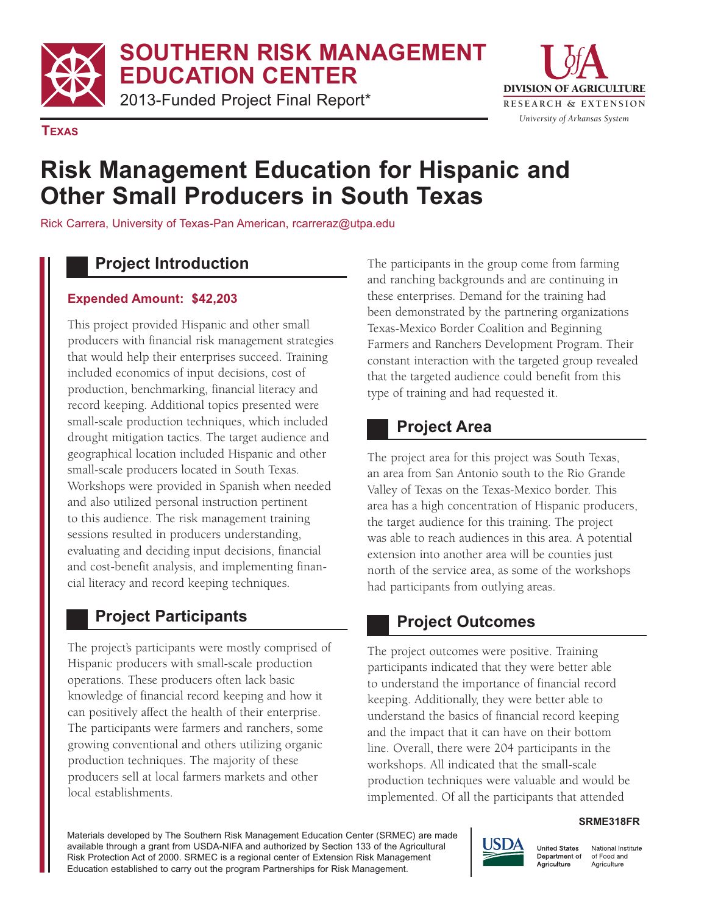# SOUTHERN RISK MANAGEMENT EDUCATION CENTER

2013-Funded Project Final Report*

DIVISION OF AGRICULTURE
RESEARCH & EXTENSION
*University of Arkansas System*

**TEXAS**

# Risk Management Education for Hispanic and Other Small Producers in South Texas

Rick Carrera, University of Texas-Pan American, rcarreraz@utpa.edu

## Project Introduction

**Expended Amount: $42,203**

This project provided Hispanic and other small producers with financial risk management strategies that would help their enterprises succeed. Training included economics of input decisions, cost of production, benchmarking, financial literacy and record keeping. Additional topics presented were small-scale production techniques, which included drought mitigation tactics. The target audience and geographical location included Hispanic and other small-scale producers located in South Texas. Workshops were provided in Spanish when needed and also utilized personal instruction pertinent to this audience. The risk management training sessions resulted in producers understanding, evaluating and deciding input decisions, financial and cost-benefit analysis, and implementing financial literacy and record keeping techniques.

## Project Participants

The project's participants were mostly comprised of Hispanic producers with small-scale production operations. These producers often lack basic knowledge of financial record keeping and how it can positively affect the health of their enterprise. The participants were farmers and ranchers, some growing conventional and others utilizing organic production techniques. The majority of these producers sell at local farmers markets and other local establishments.

The participants in the group come from farming and ranching backgrounds and are continuing in these enterprises. Demand for the training had been demonstrated by the partnering organizations Texas-Mexico Border Coalition and Beginning Farmers and Ranchers Development Program. Their constant interaction with the targeted group revealed that the targeted audience could benefit from this type of training and had requested it.

## Project Area

The project area for this project was South Texas, an area from San Antonio south to the Rio Grande Valley of Texas on the Texas-Mexico border. This area has a high concentration of Hispanic producers, the target audience for this training. The project was able to reach audiences in this area. A potential extension into another area will be counties just north of the service area, as some of the workshops had participants from outlying areas.

## Project Outcomes

The project outcomes were positive. Training participants indicated that they were better able to understand the importance of financial record keeping. Additionally, they were better able to understand the basics of financial record keeping and the impact that it can have on their bottom line. Overall, there were 204 participants in the workshops. All indicated that the small-scale production techniques were valuable and would be implemented. Of all the participants that attended

SRME318FR

Materials developed by The Southern Risk Management Education Center (SRMEC) are made available through a grant from USDA-NIFA and authorized by Section 133 of the Agricultural Risk Protection Act of 2000. SRMEC is a regional center of Extension Risk Management Education established to carry out the program Partnerships for Risk Management.

USDA — United States Department of Agriculture — National Institute of Food and Agriculture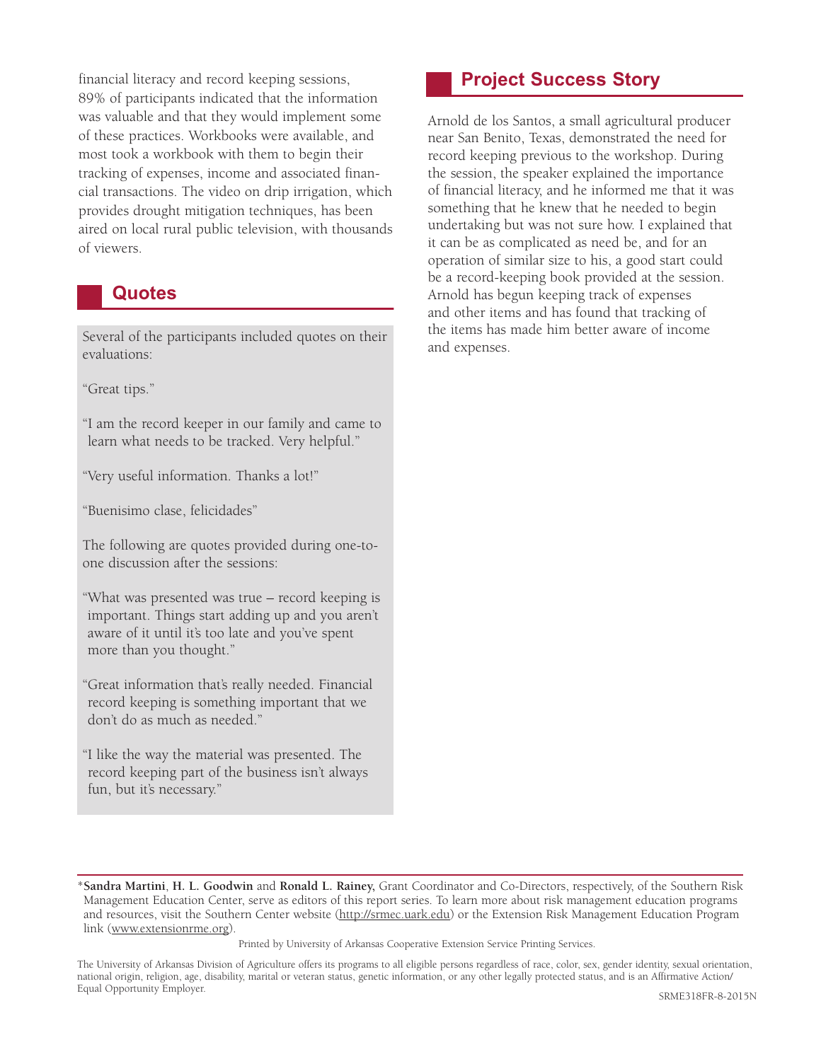financial literacy and record keeping sessions, 89% of participants indicated that the information was valuable and that they would implement some of these practices. Workbooks were available, and most took a workbook with them to begin their tracking of expenses, income and associated financial transactions. The video on drip irrigation, which provides drought mitigation techniques, has been aired on local rural public television, with thousands of viewers.

## Quotes

Several of the participants included quotes on their evaluations:

"Great tips."

"I am the record keeper in our family and came to learn what needs to be tracked. Very helpful."

"Very useful information. Thanks a lot!"

"Buenisimo clase, felicidades"

The following are quotes provided during one-to-one discussion after the sessions:

"What was presented was true – record keeping is important. Things start adding up and you aren't aware of it until it's too late and you've spent more than you thought."

"Great information that's really needed. Financial record keeping is something important that we don't do as much as needed."

"I like the way the material was presented. The record keeping part of the business isn't always fun, but it's necessary."

## Project Success Story

Arnold de los Santos, a small agricultural producer near San Benito, Texas, demonstrated the need for record keeping previous to the workshop. During the session, the speaker explained the importance of financial literacy, and he informed me that it was something that he knew that he needed to begin undertaking but was not sure how. I explained that it can be as complicated as need be, and for an operation of similar size to his, a good start could be a record-keeping book provided at the session. Arnold has begun keeping track of expenses and other items and has found that tracking of the items has made him better aware of income and expenses.

---

*__Sandra Martini__, __H. L. Goodwin__ and __Ronald L. Rainey__, Grant Coordinator and Co-Directors, respectively, of the Southern Risk Management Education Center, serve as editors of this report series. To learn more about risk management education programs and resources, visit the Southern Center website (http://srmec.uark.edu) or the Extension Risk Management Education Program link (www.extensionrme.org).

Printed by University of Arkansas Cooperative Extension Service Printing Services.

The University of Arkansas Division of Agriculture offers its programs to all eligible persons regardless of race, color, sex, gender identity, sexual orientation, national origin, religion, age, disability, marital or veteran status, genetic information, or any other legally protected status, and is an Affirmative Action/Equal Opportunity Employer.

SRME318FR-8-2015N